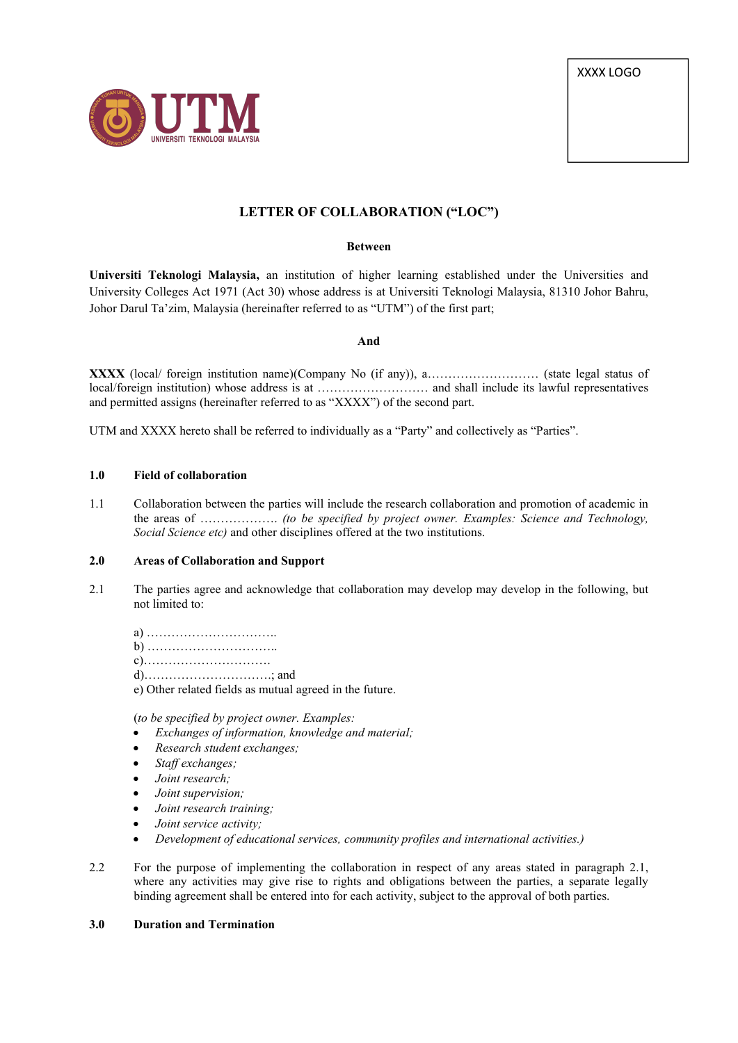XXXX LOGO

# LETTER OF COLLABORATION ("LOC")

**Between**

**Universiti Teknologi Malaysia,** an institution of higher learning established under the Universities and University Colleges Act 1971 (Act 30) whose address is at Universiti Teknologi Malaysia, 81310 Johor Bahru, Johor Darul Ta'zim, Malaysia (hereinafter referred to as "UTM") of the first part;

**And**

**XXXX** (local/ foreign institution name)(Company No (if any)), a……………………… (state legal status of local/foreign institution) whose address is at ……………………… and shall include its lawful representatives and permitted assigns (hereinafter referred to as "XXXX") of the second part.

UTM and XXXX hereto shall be referred to individually as a "Party" and collectively as "Parties".

## 1.0 Field of collaboration

1.1 Collaboration between the parties will include the research collaboration and promotion of academic in the areas of ………………. *(to be specified by project owner. Examples: Science and Technology, Social Science etc)* and other disciplines offered at the two institutions.

## 2.0 Areas of Collaboration and Support

2.1 The parties agree and acknowledge that collaboration may develop may develop in the following, but not limited to:

a) …………………………..
b) …………………………..
c)…………………………
d)…………………………; and
e) Other related fields as mutual agreed in the future.

(*to be specified by project owner. Examples:*

- *Exchanges of information, knowledge and material;*
- *Research student exchanges;*
- *Staff exchanges;*
- *Joint research;*
- *Joint supervision;*
- *Joint research training;*
- *Joint service activity;*
- *Development of educational services, community profiles and international activities.)*

2.2 For the purpose of implementing the collaboration in respect of any areas stated in paragraph 2.1, where any activities may give rise to rights and obligations between the parties, a separate legally binding agreement shall be entered into for each activity, subject to the approval of both parties.

## 3.0 Duration and Termination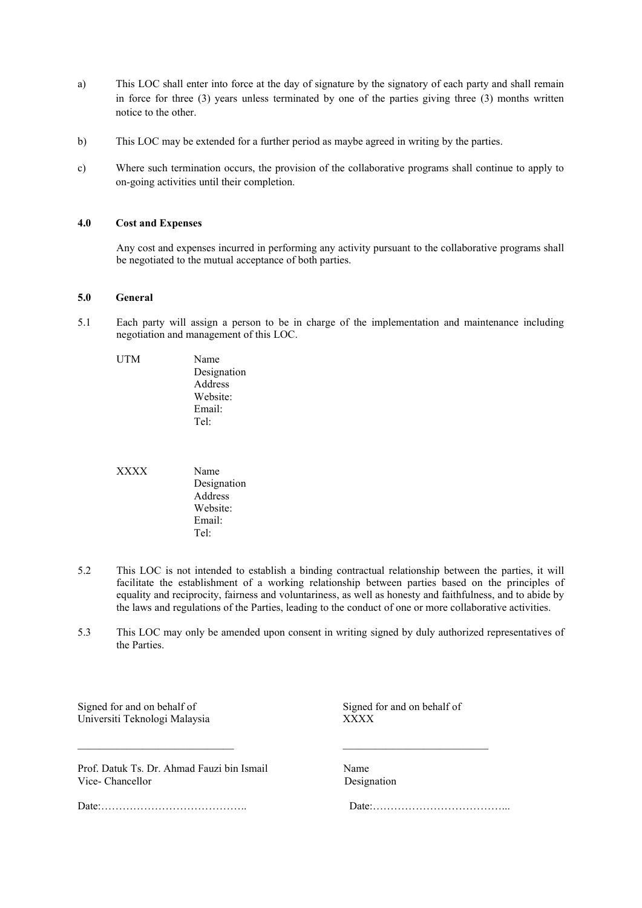a) This LOC shall enter into force at the day of signature by the signatory of each party and shall remain in force for three (3) years unless terminated by one of the parties giving three (3) months written notice to the other.

b) This LOC may be extended for a further period as maybe agreed in writing by the parties.

c) Where such termination occurs, the provision of the collaborative programs shall continue to apply to on-going activities until their completion.

### 4.0 Cost and Expenses

Any cost and expenses incurred in performing any activity pursuant to the collaborative programs shall be negotiated to the mutual acceptance of both parties.

### 5.0 General

5.1 Each party will assign a person to be in charge of the implementation and maintenance including negotiation and management of this LOC.

UTM
Name
Designation
Address
Website:
Email:
Tel:

XXXX
Name
Designation
Address
Website:
Email:
Tel:

5.2 This LOC is not intended to establish a binding contractual relationship between the parties, it will facilitate the establishment of a working relationship between parties based on the principles of equality and reciprocity, fairness and voluntariness, as well as honesty and faithfulness, and to abide by the laws and regulations of the Parties, leading to the conduct of one or more collaborative activities.

5.3 This LOC may only be amended upon consent in writing signed by duly authorized representatives of the Parties.

Signed for and on behalf of
Universiti Teknologi Malaysia

\_\_\_\_\_\_\_\_\_\_\_\_\_\_\_\_\_\_\_\_\_\_\_\_\_\_\_\_\_

Prof. Datuk Ts. Dr. Ahmad Fauzi bin Ismail
Vice- Chancellor

Date:…………………………………..

Signed for and on behalf of
XXXX

\_\_\_\_\_\_\_\_\_\_\_\_\_\_\_\_\_\_\_\_\_\_\_\_\_\_\_\_\_

Name
Designation

Date:………………………………...